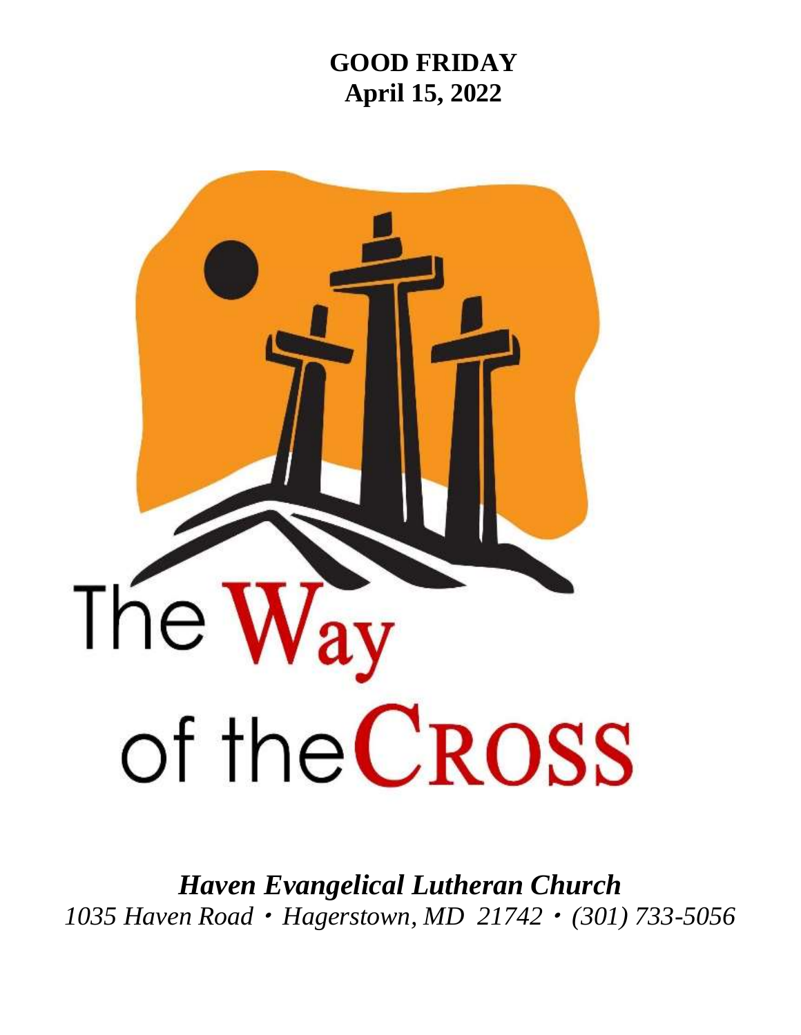# GOOD FRIDAY
## April 15, 2022

# The Way of the Cross

***Haven Evangelical Lutheran Church***

*1035 Haven Road • Hagerstown, MD 21742 • (301) 733-5056*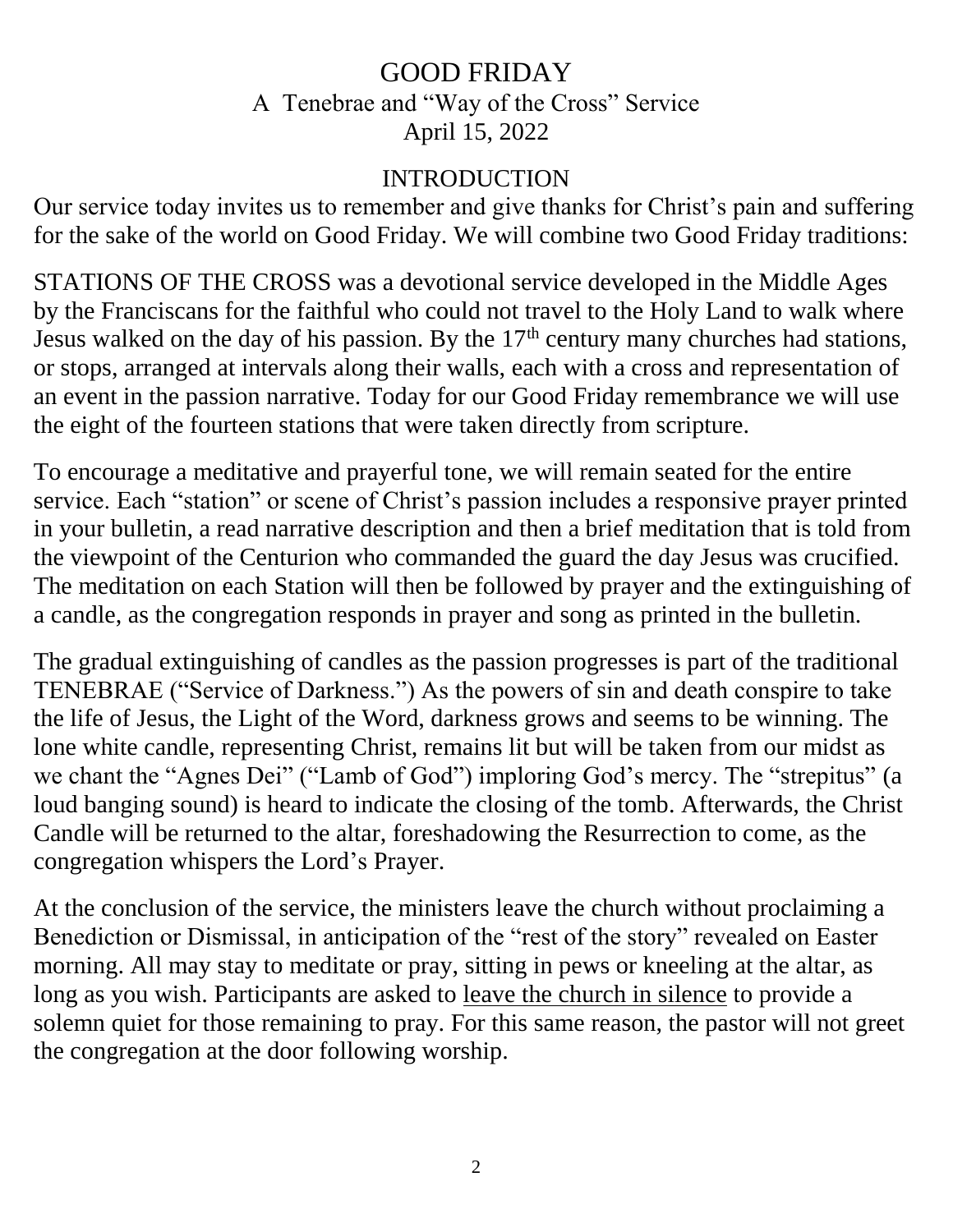# GOOD FRIDAY

## A Tenebrae and "Way of the Cross" Service

### April 15, 2022

## INTRODUCTION

Our service today invites us to remember and give thanks for Christ's pain and suffering for the sake of the world on Good Friday. We will combine two Good Friday traditions:

STATIONS OF THE CROSS was a devotional service developed in the Middle Ages by the Franciscans for the faithful who could not travel to the Holy Land to walk where Jesus walked on the day of his passion. By the 17th century many churches had stations, or stops, arranged at intervals along their walls, each with a cross and representation of an event in the passion narrative. Today for our Good Friday remembrance we will use the eight of the fourteen stations that were taken directly from scripture.

To encourage a meditative and prayerful tone, we will remain seated for the entire service. Each "station" or scene of Christ's passion includes a responsive prayer printed in your bulletin, a read narrative description and then a brief meditation that is told from the viewpoint of the Centurion who commanded the guard the day Jesus was crucified. The meditation on each Station will then be followed by prayer and the extinguishing of a candle, as the congregation responds in prayer and song as printed in the bulletin.

The gradual extinguishing of candles as the passion progresses is part of the traditional TENEBRAE ("Service of Darkness.") As the powers of sin and death conspire to take the life of Jesus, the Light of the Word, darkness grows and seems to be winning. The lone white candle, representing Christ, remains lit but will be taken from our midst as we chant the "Agnes Dei" ("Lamb of God") imploring God's mercy. The "strepitus" (a loud banging sound) is heard to indicate the closing of the tomb. Afterwards, the Christ Candle will be returned to the altar, foreshadowing the Resurrection to come, as the congregation whispers the Lord's Prayer.

At the conclusion of the service, the ministers leave the church without proclaiming a Benediction or Dismissal, in anticipation of the "rest of the story" revealed on Easter morning. All may stay to meditate or pray, sitting in pews or kneeling at the altar, as long as you wish. Participants are asked to <u>leave the church in silence</u> to provide a solemn quiet for those remaining to pray. For this same reason, the pastor will not greet the congregation at the door following worship.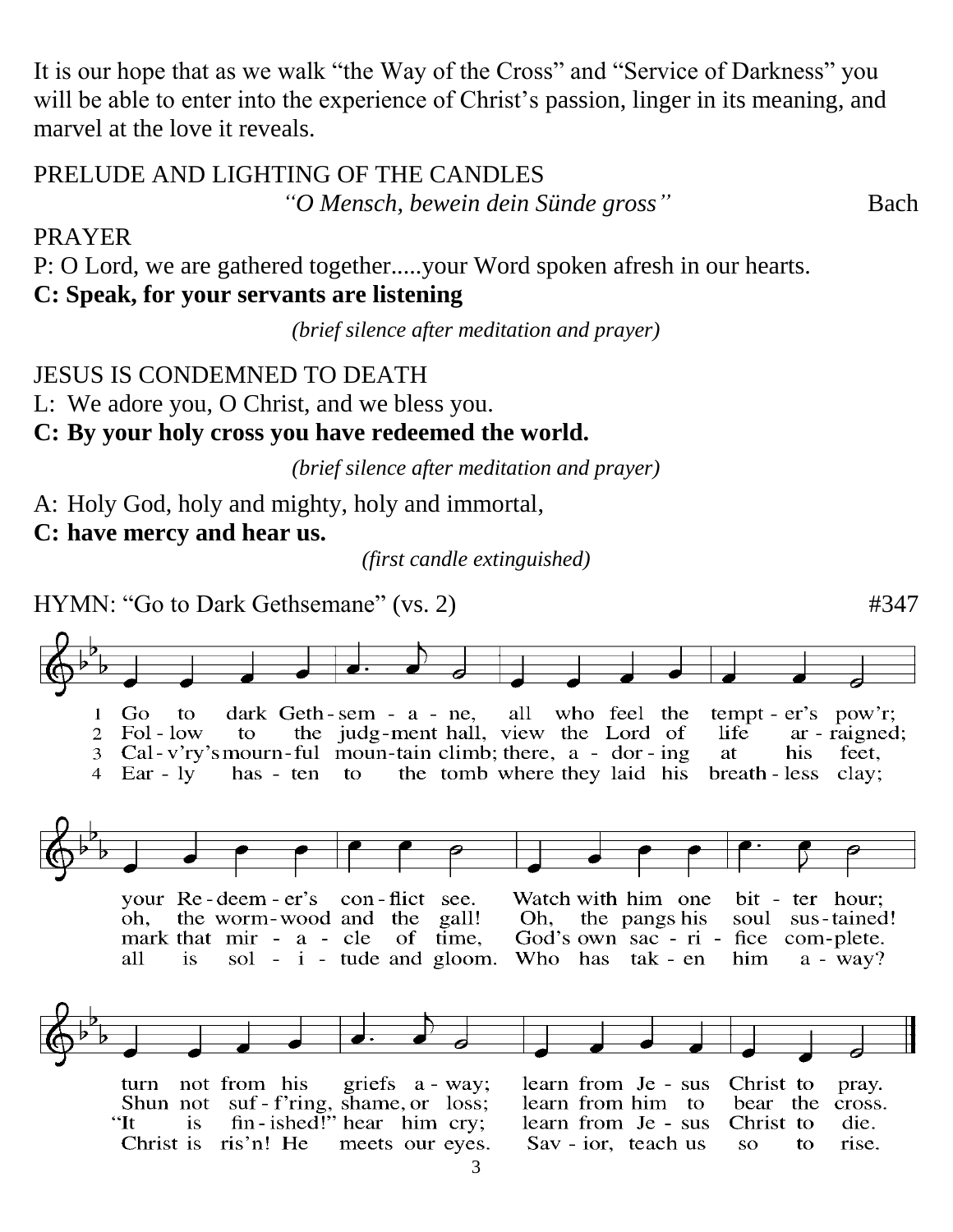It is our hope that as we walk “the Way of the Cross” and “Service of Darkness” you will be able to enter into the experience of Christ’s passion, linger in its meaning, and marvel at the love it reveals.

PRELUDE AND LIGHTING OF THE CANDLES

*“O Mensch, bewein dein Sünde gross”* — Bach

PRAYER

P: O Lord, we are gathered together.....your Word spoken afresh in our hearts.

**C: Speak, for your servants are listening**

*(brief silence after meditation and prayer)*

JESUS IS CONDEMNED TO DEATH

L: We adore you, O Christ, and we bless you.

**C: By your holy cross you have redeemed the world.**

*(brief silence after meditation and prayer)*

A: Holy God, holy and mighty, holy and immortal,

**C: have mercy and hear us.**

*(first candle extinguished)*

HYMN: “Go to Dark Gethsemane” (vs. 2) — #347

1 Go to dark Geth-sem-a-ne, all who feel the tempt-er’s pow’r; your Re-deem-er’s con-flict see. Watch with him one bit-ter hour; turn not from his griefs a-way; learn from Je-sus Christ to pray.

2 Fol-low to the judg-ment hall, view the Lord of life ar-raigned; oh, the worm-wood and the gall! Oh, the pangs his soul sus-tained! Shun not suf-f’ring, shame, or loss; learn from him to bear the cross.

3 Cal-v’ry’s mourn-ful moun-tain climb; there, a-dor-ing at his feet, mark that mir-a-cle of time, God’s own sac-ri-fice com-plete. “It is fin-ished!” hear him cry; learn from Je-sus Christ to die.

4 Ear-ly has-ten to the tomb where they laid his breath-less clay; all is sol-i-tude and gloom. Who has tak-en him a-way? Christ is ris’n! He meets our eyes. Sav-ior, teach us so to rise.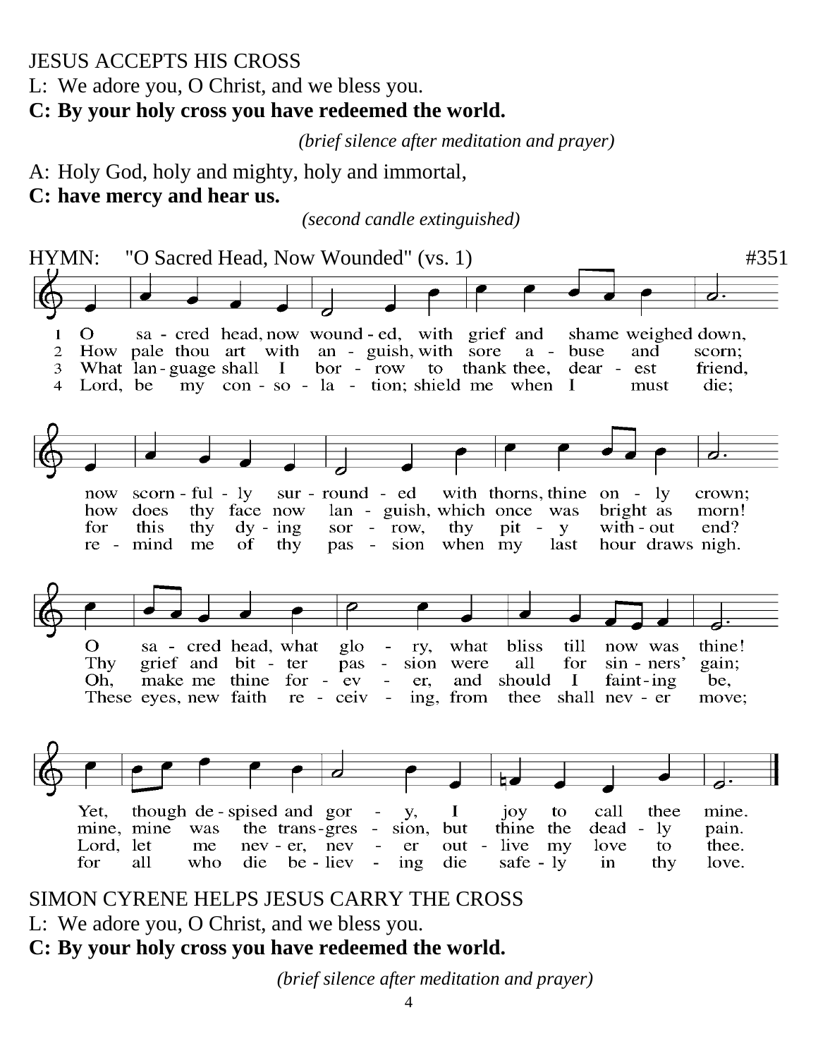JESUS ACCEPTS HIS CROSS

L: We adore you, O Christ, and we bless you.

**C: By your holy cross you have redeemed the world.**

*(brief silence after meditation and prayer)*

A: Holy God, holy and mighty, holy and immortal,

**C: have mercy and hear us.**

*(second candle extinguished)*

HYMN: "O Sacred Head, Now Wounded" (vs. 1) #351

1 O sacred head, now wounded, with grief and shame weighed down, now scornfully surrounded with thorns, thine only crown; O sacred head, what glory, what bliss till now was thine! Yet, though despised and gory, I joy to call thee mine.

2 How pale thou art with anguish, with sore abuse and scorn; how does thy face now languish, which once was bright as morn! Thy grief and bitter passion were all for sinners' gain; mine, mine was the transgression, but thine the deadly pain.

3 What language shall I borrow to thank thee, dearest friend, for this thy dying sorrow, thy pity without end? Oh, make me thine forever, and should I fainting be, Lord, let me never, never outlive my love to thee.

4 Lord, be my consolation; shield me when I must die; remind me of thy passion when my last hour draws nigh. These eyes, new faith receiving, from thee shall never move; for all who die believing die safely in thy love.

SIMON CYRENE HELPS JESUS CARRY THE CROSS

L: We adore you, O Christ, and we bless you.

**C: By your holy cross you have redeemed the world.**

*(brief silence after meditation and prayer)*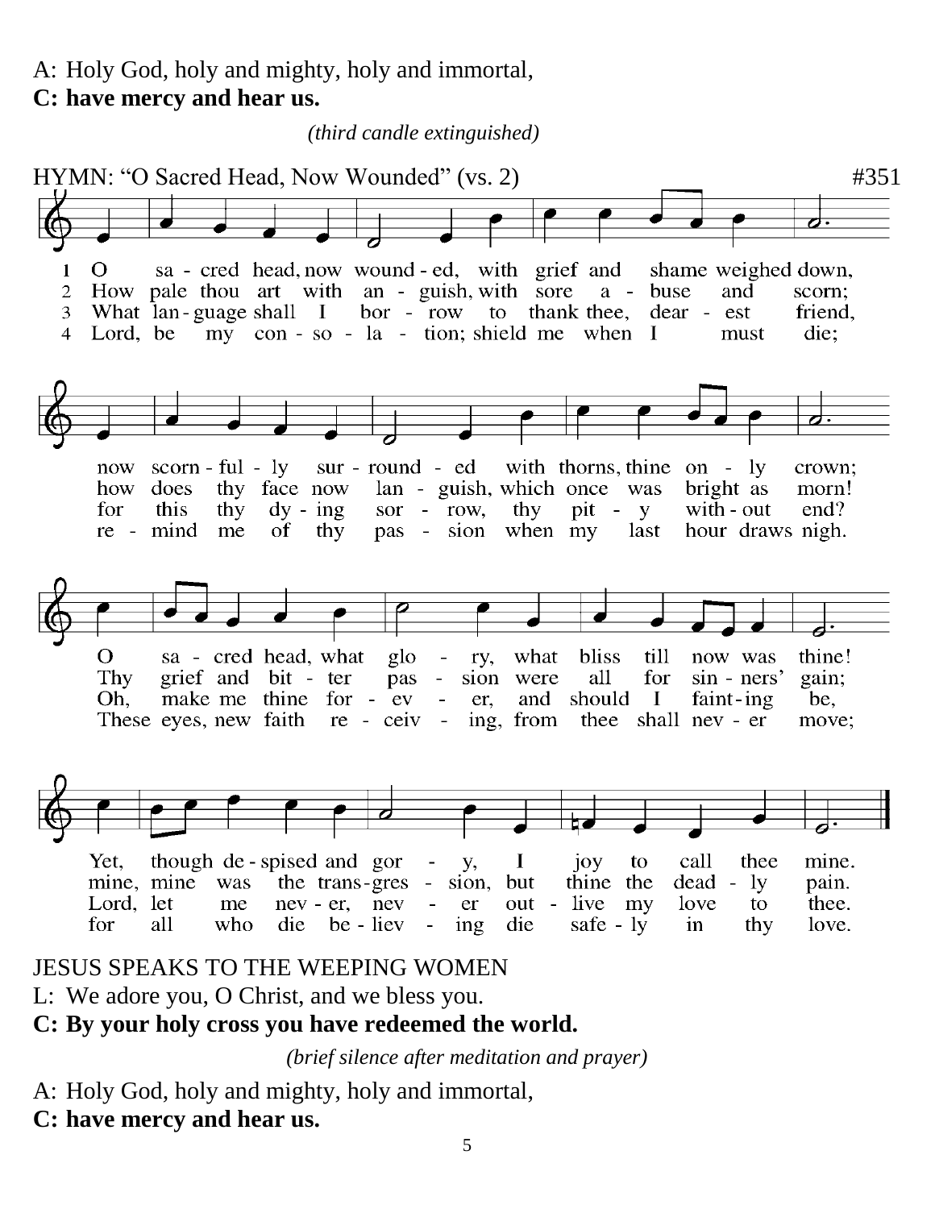A: Holy God, holy and mighty, holy and immortal,

**C: have mercy and hear us.**

*(third candle extinguished)*

HYMN: "O Sacred Head, Now Wounded" (vs. 2) #351

1 O sa - cred head, now wound - ed, with grief and shame weighed down,
now scorn - ful - ly sur - round - ed with thorns, thine on - ly crown;
O sa - cred head, what glo - ry, what bliss till now was thine!
Yet, though de - spised and gor - y, I joy to call thee mine.

2 How pale thou art with an - guish, with sore a - buse and scorn;
how does thy face now lan - guish, which once was bright as morn!
Thy grief and bit - ter pas - sion were all for sin - ners' gain;
mine, mine was the trans-gres - sion, but thine the dead - ly pain.

3 What lan - guage shall I bor - row to thank thee, dear - est friend,
for this thy dy - ing sor - row, thy pit - y with - out end?
Oh, make me thine for - ev - er, and should I faint - ing be,
Lord, let me nev - er, nev - er out - live my love to thee.

4 Lord, be my con - so - la - tion; shield me when I must die;
re - mind me of thy pas - sion when my last hour draws nigh.
These eyes, new faith re - ceiv - ing, from thee shall nev - er move;
for all who die be - liev - ing die safe - ly in thy love.

JESUS SPEAKS TO THE WEEPING WOMEN

L: We adore you, O Christ, and we bless you.

**C: By your holy cross you have redeemed the world.**

*(brief silence after meditation and prayer)*

A: Holy God, holy and mighty, holy and immortal,

**C: have mercy and hear us.**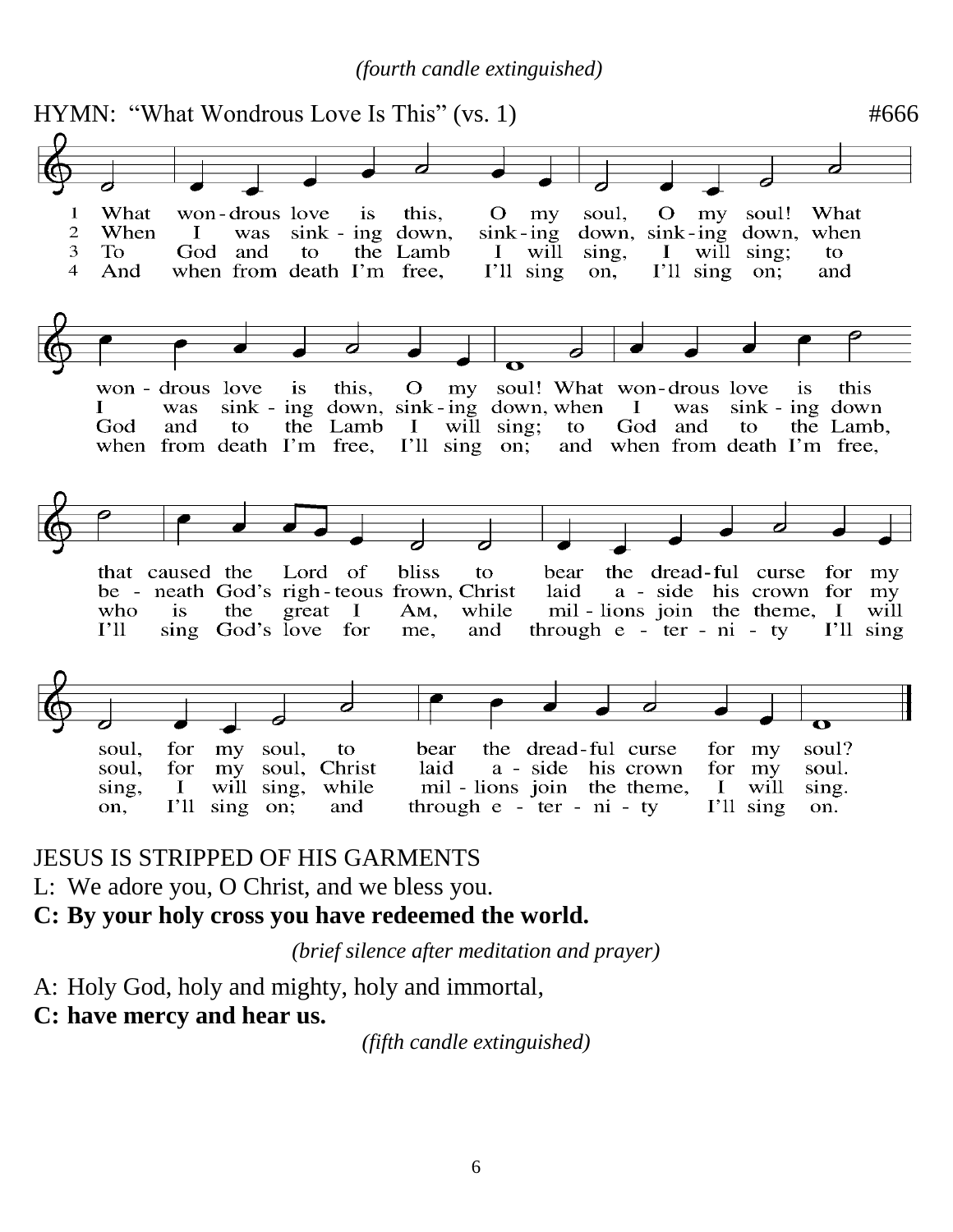*(fourth candle extinguished)*

HYMN: "What Wondrous Love Is This" (vs. 1) #666

1 What wondrous love is this, O my soul, O my soul! What wondrous love is this, O my soul! What wondrous love is this that caused the Lord of bliss to bear the dreadful curse for my soul, for my soul, to bear the dreadful curse for my soul?

2 When I was sinking down, sinking down, sinking down, when I was sinking down, sinking down, when I was sinking down beneath God's righteous frown, Christ laid aside his crown for my soul, for my soul, Christ laid aside his crown for my soul.

3 To God and to the Lamb I will sing, I will sing; to God and to the Lamb I will sing; to God and to the Lamb, who is the great I AM, while millions join the theme, I will sing, I will sing, while millions join the theme, I will sing.

4 And when from death I'm free, I'll sing on, I'll sing on; and when from death I'm free, I'll sing on; and when from death I'm free, I'll sing God's love for me, and through eternity I'll sing on, I'll sing on; and through eternity I'll sing on.

JESUS IS STRIPPED OF HIS GARMENTS

L: We adore you, O Christ, and we bless you.

**C: By your holy cross you have redeemed the world.**

*(brief silence after meditation and prayer)*

A: Holy God, holy and mighty, holy and immortal,

**C: have mercy and hear us.**

*(fifth candle extinguished)*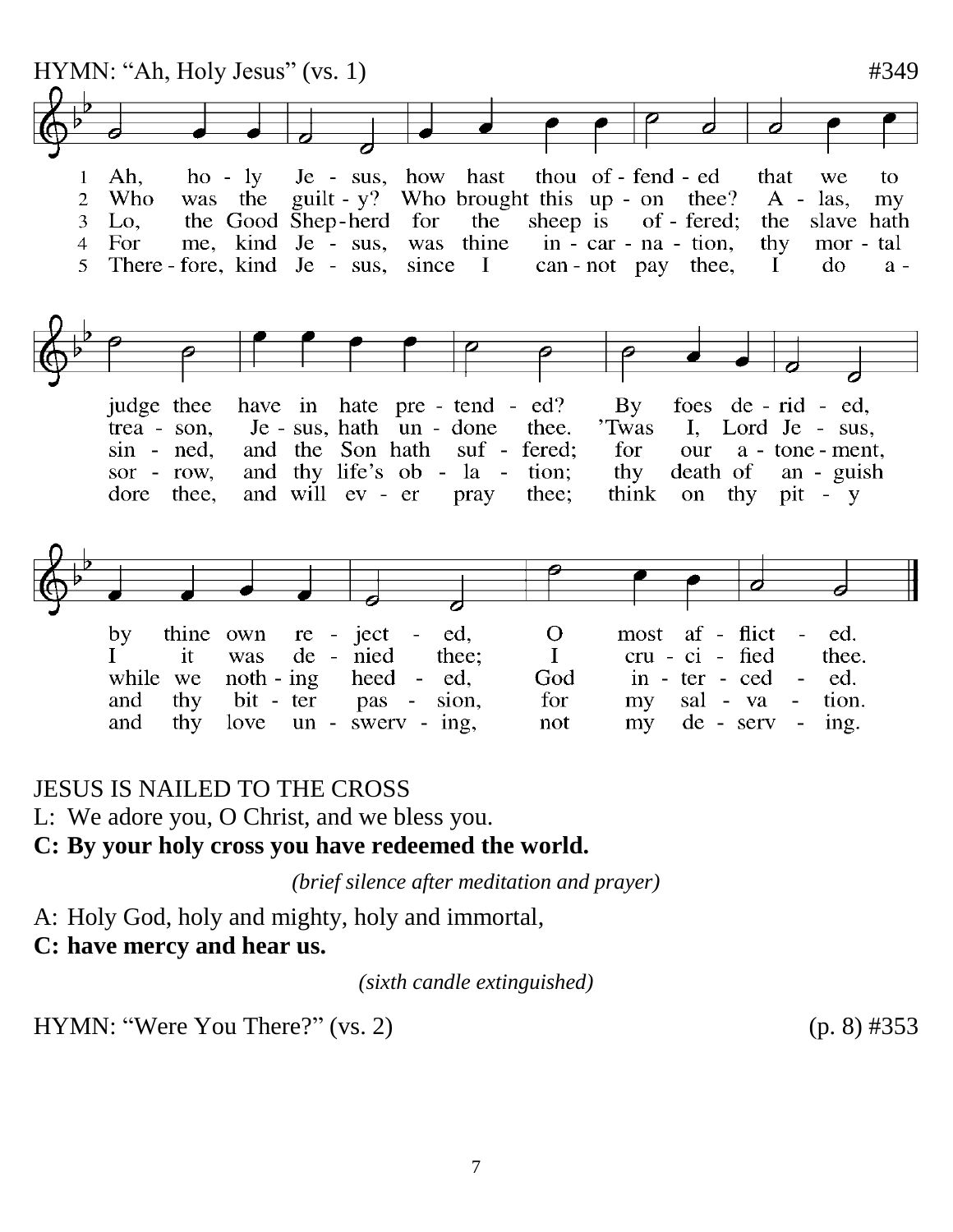HYMN: “Ah, Holy Jesus” (vs. 1) #349

1 Ah, holy Jesus, how hast thou offended that we to judge thee have in hate pretended? By foes derided, by thine own rejected, O most afflicted.

2 Who was the guilty? Who brought this upon thee? Alas, my treason, Jesus, hath undone thee. 'Twas I, Lord Jesus, I it was denied thee; I crucified thee.

3 Lo, the Good Shepherd for the sheep is offered; the slave hath sinned, and the Son hath suffered; for our atonement, while we nothing heeded, God interceded.

4 For me, kind Jesus, was thine incarnation, thy mortal sorrow, and thy life's oblation; thy death of anguish and thy bitter passion, for my salvation.

5 Therefore, kind Jesus, since I cannot pay thee, I do adore thee, and will ever pray thee; think on thy pity and thy love unswerving, not my deserving.

JESUS IS NAILED TO THE CROSS

L: We adore you, O Christ, and we bless you.

**C: By your holy cross you have redeemed the world.**

*(brief silence after meditation and prayer)*

A: Holy God, holy and mighty, holy and immortal,

**C: have mercy and hear us.**

*(sixth candle extinguished)*

HYMN: “Were You There?” (vs. 2) (p. 8) #353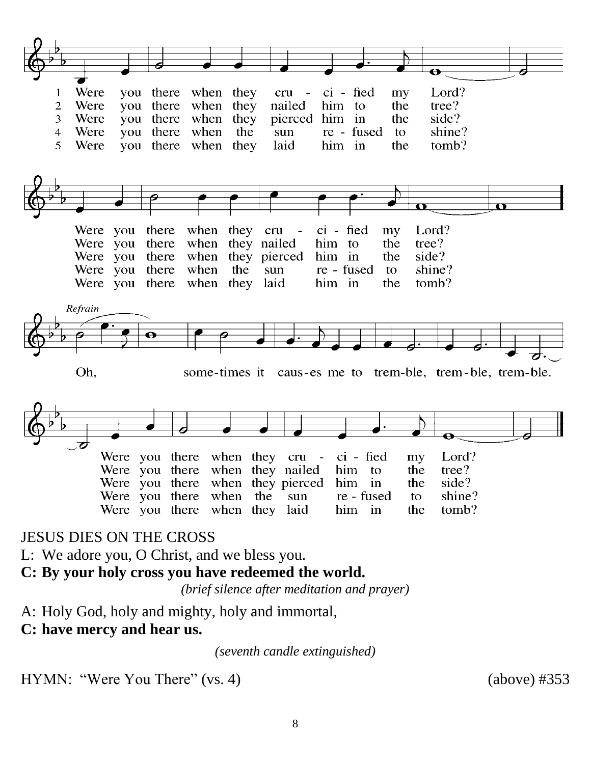1 Were you there when they crucified my Lord?
2 Were you there when they nailed him to the tree?
3 Were you there when they pierced him in the side?
4 Were you there when the sun refused to shine?
5 Were you there when they laid him in the tomb?

Were you there when they crucified my Lord?
Were you there when they nailed him to the tree?
Were you there when they pierced him in the side?
Were you there when the sun refused to shine?
Were you there when they laid him in the tomb?

*Refrain*

Oh, sometimes it causes me to tremble, tremble, tremble.

Were you there when they crucified my Lord?
Were you there when they nailed him to the tree?
Were you there when they pierced him in the side?
Were you there when the sun refused to shine?
Were you there when they laid him in the tomb?

JESUS DIES ON THE CROSS

L: We adore you, O Christ, and we bless you.
**C: By your holy cross you have redeemed the world.**

*(brief silence after meditation and prayer)*

A: Holy God, holy and mighty, holy and immortal,
**C: have mercy and hear us.**

*(seventh candle extinguished)*

HYMN: "Were You There" (vs. 4) (above) #353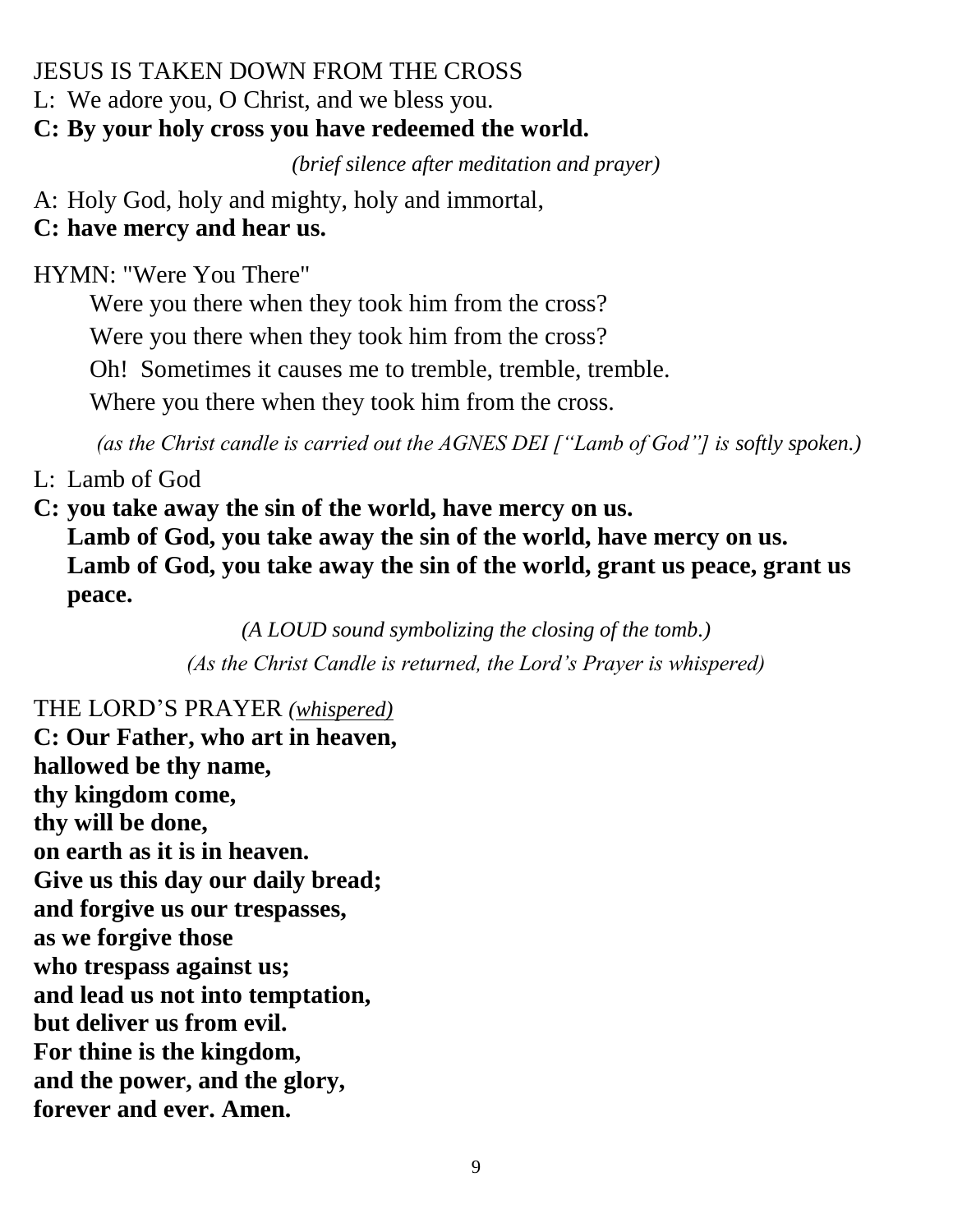JESUS IS TAKEN DOWN FROM THE CROSS

L: We adore you, O Christ, and we bless you.

**C: By your holy cross you have redeemed the world.**

*(brief silence after meditation and prayer)*

A: Holy God, holy and mighty, holy and immortal,

**C: have mercy and hear us.**

HYMN: "Were You There"

Were you there when they took him from the cross?  
Were you there when they took him from the cross?  
Oh! Sometimes it causes me to tremble, tremble, tremble.  
Where you there when they took him from the cross.

*(as the Christ candle is carried out the AGNES DEI ["Lamb of God"] is softly spoken.)*

L: Lamb of God

**C: you take away the sin of the world, have mercy on us.**  
**Lamb of God, you take away the sin of the world, have mercy on us.**  
**Lamb of God, you take away the sin of the world, grant us peace, grant us peace.**

*(A LOUD sound symbolizing the closing of the tomb.)*

*(As the Christ Candle is returned, the Lord's Prayer is whispered)*

THE LORD'S PRAYER *(whispered)*

**C: Our Father, who art in heaven,**  
**hallowed be thy name,**  
**thy kingdom come,**  
**thy will be done,**  
**on earth as it is in heaven.**  
**Give us this day our daily bread;**  
**and forgive us our trespasses,**  
**as we forgive those**  
**who trespass against us;**  
**and lead us not into temptation,**  
**but deliver us from evil.**  
**For thine is the kingdom,**  
**and the power, and the glory,**  
**forever and ever. Amen.**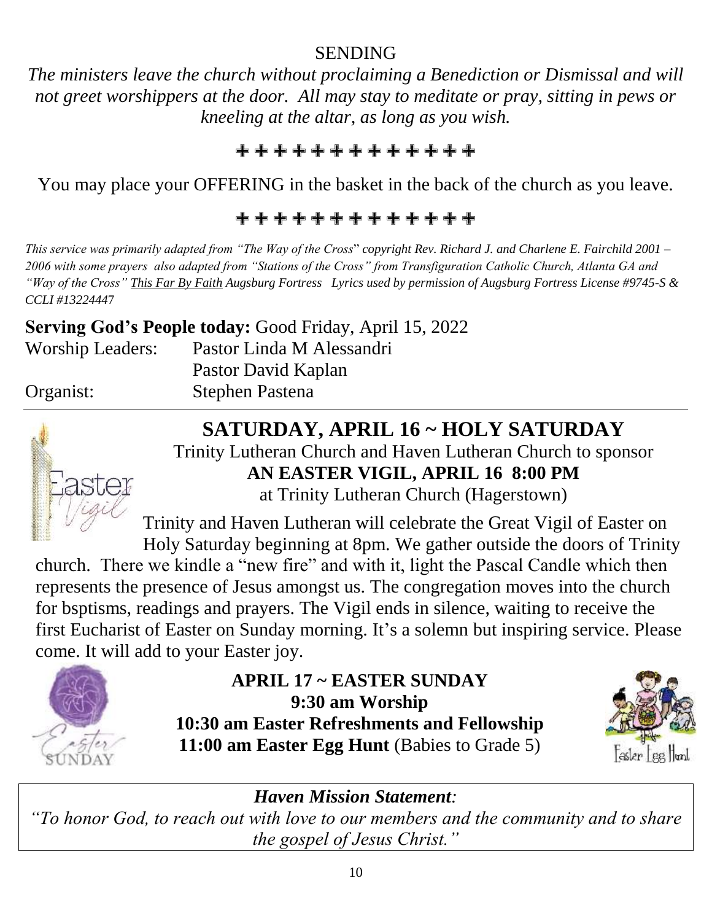## SENDING

*The ministers leave the church without proclaiming a Benediction or Dismissal and will not greet worshippers at the door. All may stay to meditate or pray, sitting in pews or kneeling at the altar, as long as you wish.*

+ + + + + + + + + + + + +

You may place your OFFERING in the basket in the back of the church as you leave.

+ + + + + + + + + + + + +

*This service was primarily adapted from "The Way of the Cross" copyright Rev. Richard J. and Charlene E. Fairchild 2001 – 2006 with some prayers also adapted from "Stations of the Cross" from Transfiguration Catholic Church, Atlanta GA and "Way of the Cross" This Far By Faith Augsburg Fortress Lyrics used by permission of Augsburg Fortress License #9745-S & CCLI #13224447*

**Serving God's People today:** Good Friday, April 15, 2022

| | |
|---|---|
| Worship Leaders: | Pastor Linda M Alessandri |
| | Pastor David Kaplan |
| Organist: | Stephen Pastena |

## SATURDAY, APRIL 16 ~ HOLY SATURDAY

Trinity Lutheran Church and Haven Lutheran Church to sponsor

**AN EASTER VIGIL, APRIL 16 8:00 PM**

at Trinity Lutheran Church (Hagerstown)

Trinity and Haven Lutheran will celebrate the Great Vigil of Easter on Holy Saturday beginning at 8pm. We gather outside the doors of Trinity church. There we kindle a "new fire" and with it, light the Pascal Candle which then represents the presence of Jesus amongst us. The congregation moves into the church for bsptisms, readings and prayers. The Vigil ends in silence, waiting to receive the first Eucharist of Easter on Sunday morning. It's a solemn but inspiring service. Please come. It will add to your Easter joy.

**APRIL 17 ~ EASTER SUNDAY**

**9:30 am Worship**

**10:30 am Easter Refreshments and Fellowship**

**11:00 am Easter Egg Hunt** (Babies to Grade 5)

***Haven Mission Statement:***

*"To honor God, to reach out with love to our members and the community and to share the gospel of Jesus Christ."*